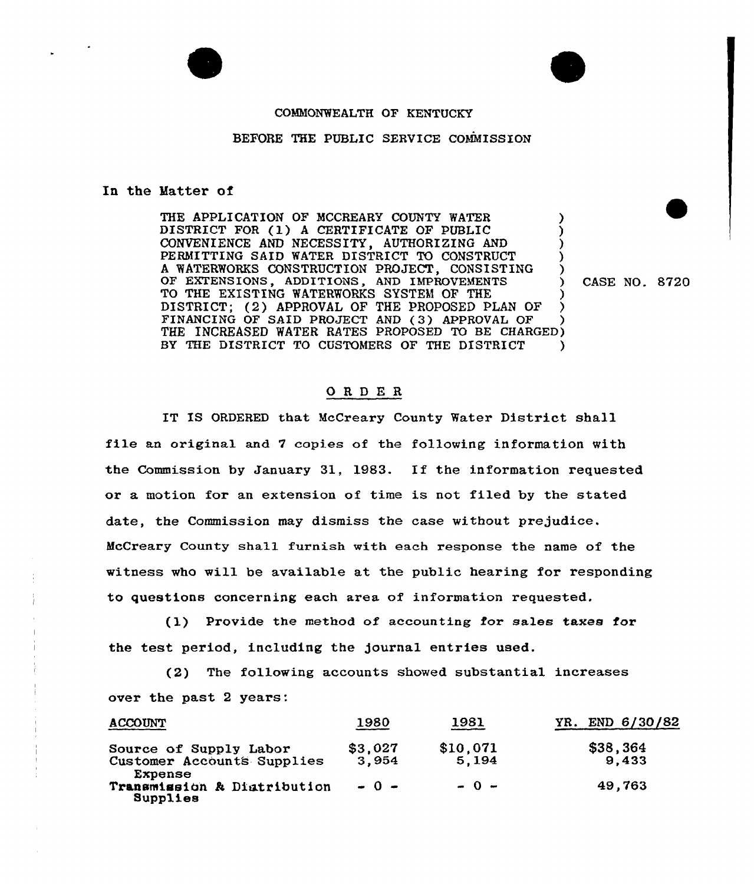COMMONWEALTH OF KENTUCKY

BEFORE THE PUBLIC SERVICE COMMISSION

In the Matter of

THE APPLICATION OF MCCREARY COUNTY WATER DISTRICT FOR (1) A CERTIFICATE OF PUBLIC CONVENIENCE AND NECESSITY, AUTHORIZING AND PERMITTING SAID WATER DISTRICT TO CONSTRUCT A WATERWORKS CONSTRUCTION PROJECT, CONSISTING OF EXTENSIONS, ADDITIONS, AND IMPROVEMENTS TO THE EXISTING WATERWORKS SYSTEM OF THE DISTRICT; (2) APPROVAL OF THE PROPOSED PLAN OF FINANCING OF SAID PROJECT AND (3) APPROVAL OF THE INCREASED WATER RATES PROPOSED TO BE CHARGED BY THE DISTRICT TO CUSTOMERS OF THE DISTRICT

CASE NO. 8720

## O R D E R

IT IS ORDERED that McCreary County Water District shall file an original and 7 copies of the following information with the Commission by January 31, 1983. If the information requested or a motion for an extension of time is not filed by the stated date, the Commission may dismiss the case without prejudice. McCreary County shall furnish with each response the name of the witness who will be available at the public hearing for responding to questions concerning each area of information requested.

(1) Provide the method of accounting for sales taxes for the test period, including the journal entries used.

(2) The following accounts showed substantial increases over the past 2 years:

| ACCOUNT | 1980 | 1981 | YR. END 6/30/82 |
|---|---|---|---|
| Source of Supply Labor | $3,027 | $10,071 | $38,364 |
| Customer Accounts Supplies Expense | 3,954 | 5,194 | 9,433 |
| Transmission & Distribution Supplies | - 0 - | - 0 - | 49,763 |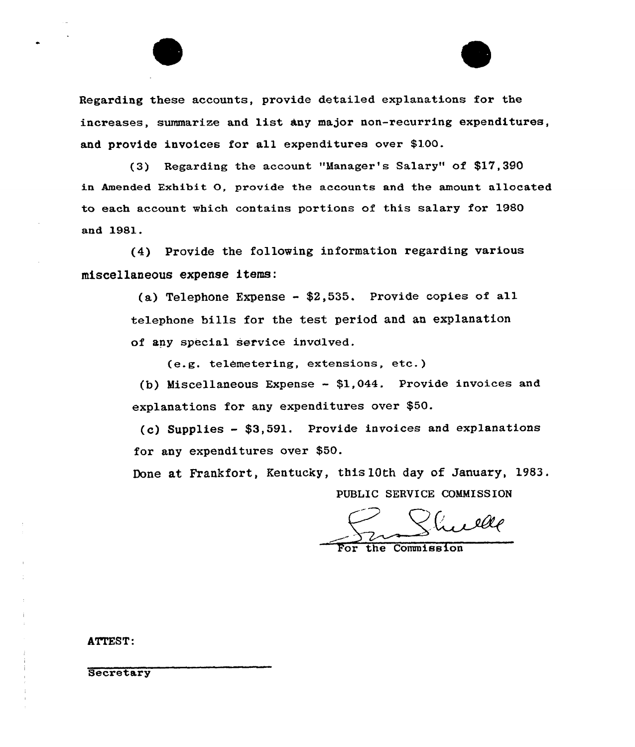Regarding these accounts, provide detailed explanations for the increases, summarize and list any major non-recurring expenditures, and provide invoices for all expenditures over $100.

(3) Regarding the account "Manager's Salary" of $17,390 in Amended Exhibit O, provide the accounts and the amount allocated to each account which contains portions of this salary for 1980 and 1981.

(4) Provide the following information regarding various miscellaneous expense items:

(a) Telephone Expense - $2,535. Provide copies of all telephone bills for the test period and an explanation of any special service involved.

(e.g. telemetering, extensions, etc.)

(b) Miscellaneous Expense - $1,044. Provide invoices and explanations for any expenditures over $50.

(c) Supplies - $3,591. Provide invoices and explanations for any expenditures over $50.

Done at Frankfort, Kentucky, this 10th day of January, 1983.

PUBLIC SERVICE COMMISSION

For the Commission

ATTEST:

Secretary